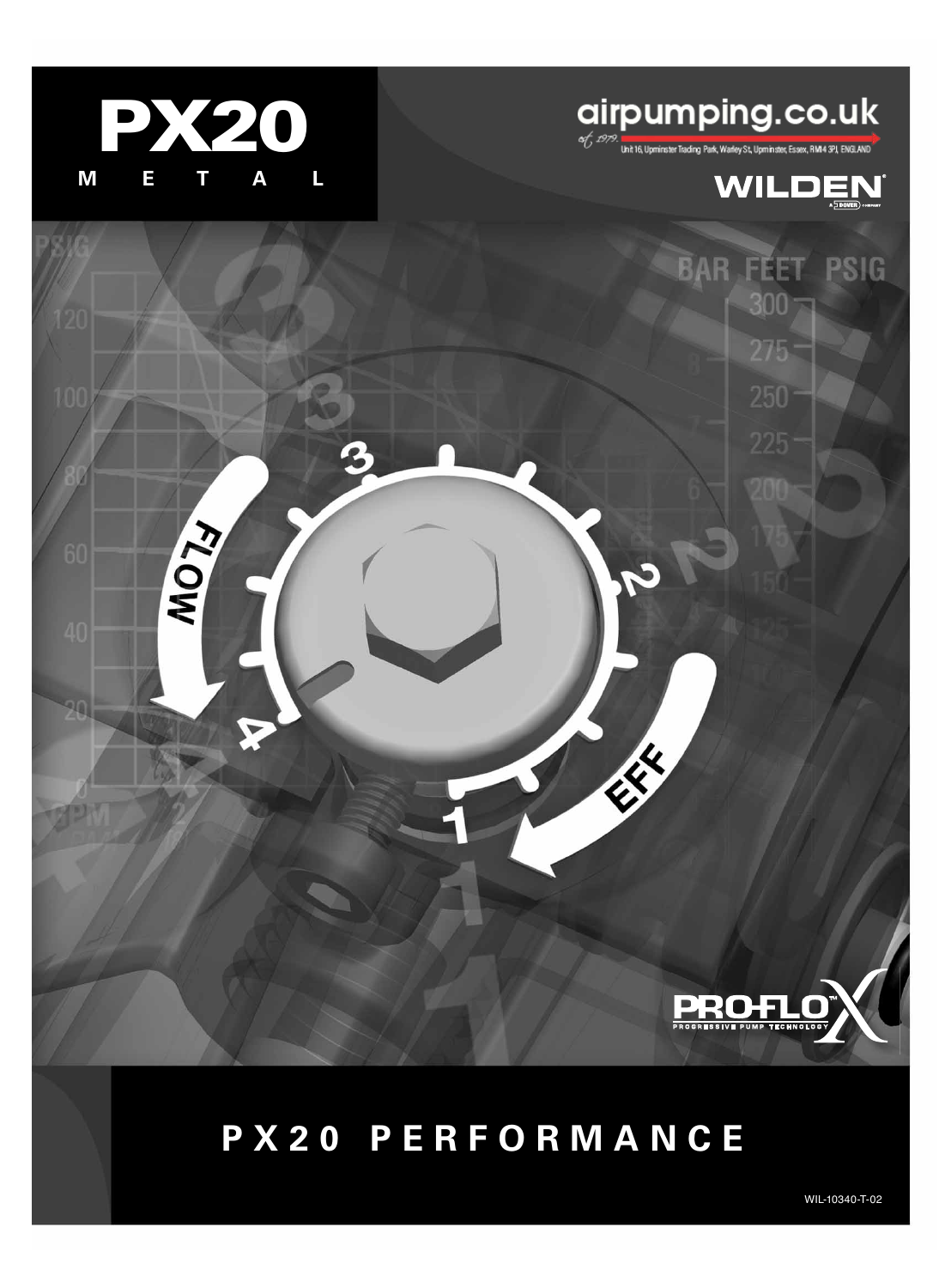# PX20

**M E T A L**

airpumping.co.uk

est. 1979.

Unit 16, Upminster Trading Park, Warley St, Upminster, Essex, RM14 3PJ, ENGLAND

WILDEN®

A DOVER COMPANY

PRO-FLO X™

PROGRESSIVE PUMP TECHNOLOGY

# P X 2 0 P E R F O R M A N C E

WIL-10340-T-02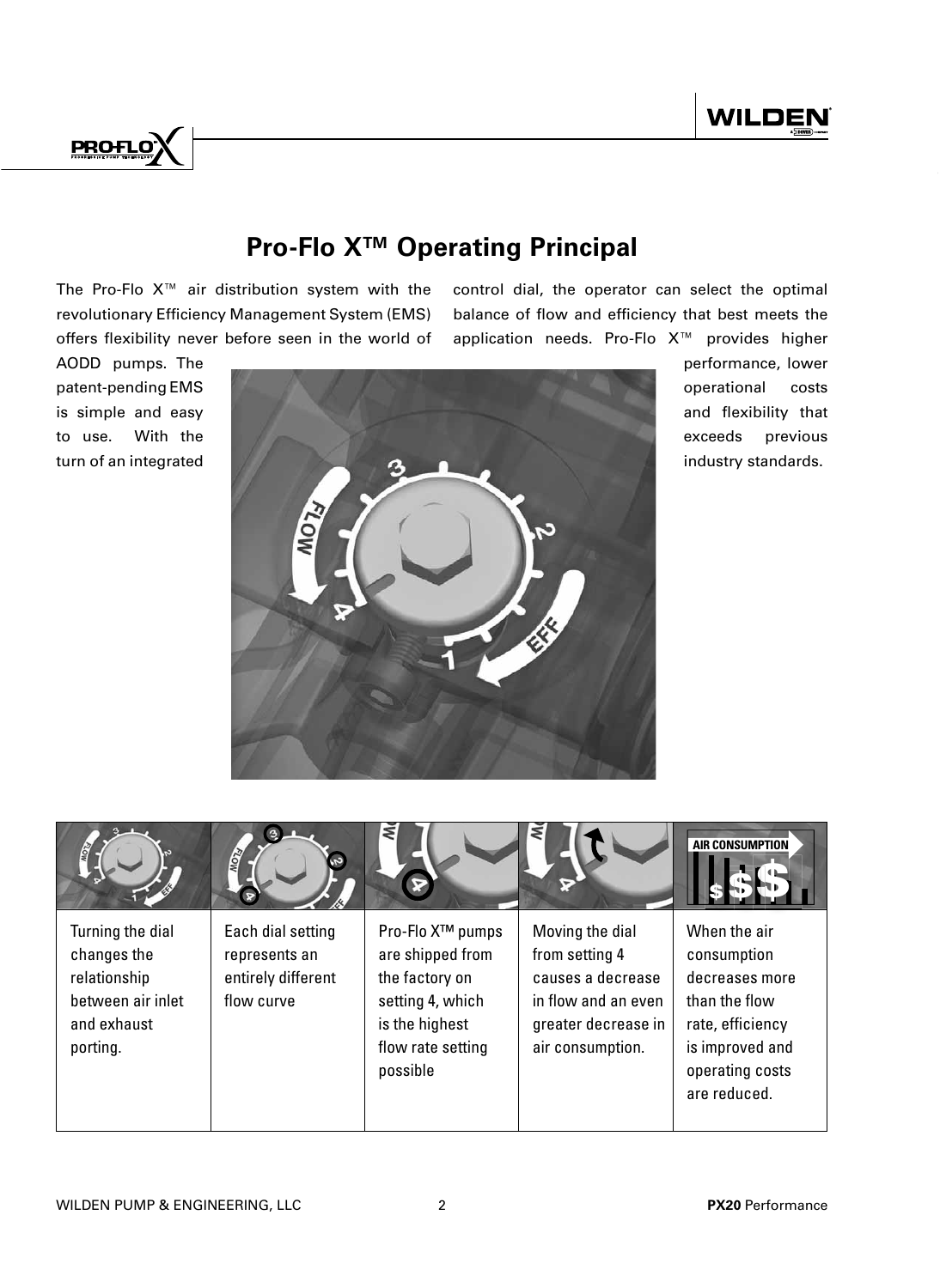# Pro-Flo X™ Operating Principal

The Pro-Flo X™ air distribution system with the revolutionary Efficiency Management System (EMS) offers flexibility never before seen in the world of AODD pumps. The patent-pending EMS is simple and easy to use. With the turn of an integrated control dial, the operator can select the optimal balance of flow and efficiency that best meets the application needs. Pro-Flo X™ provides higher performance, lower operational costs and flexibility that exceeds previous industry standards.

| | | | | |
|---|---|---|---|---|
| Turning the dial changes the relationship between air inlet and exhaust porting. | Each dial setting represents an entirely different flow curve | Pro-Flo X™ pumps are shipped from the factory on setting 4, which is the highest flow rate setting possible | Moving the dial from setting 4 causes a decrease in flow and an even greater decrease in air consumption. | When the air consumption decreases more than the flow rate, efficiency is improved and operating costs are reduced. |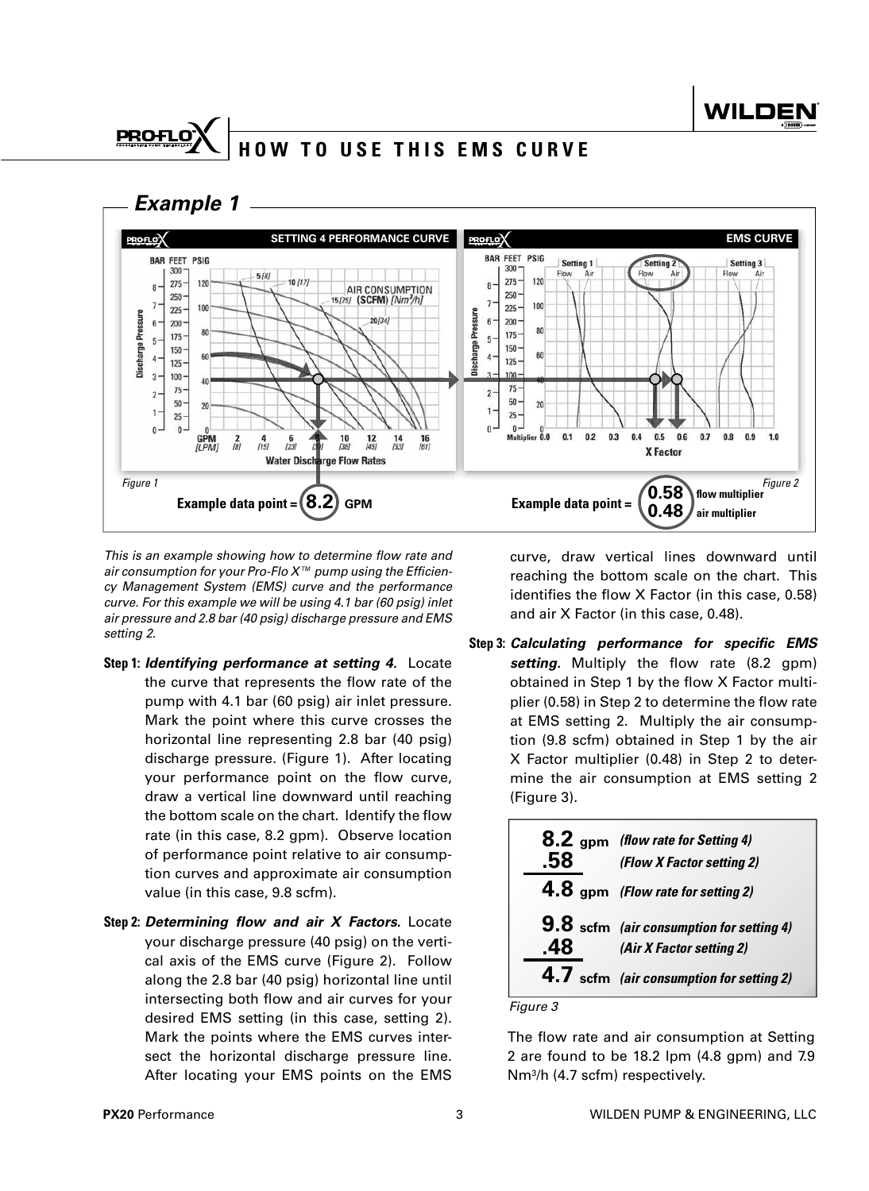# HOW TO USE THIS EMS CURVE

## Example 1

Figure 1

Example data point = **8.2** GPM

Figure 2

Example data point = **0.58** flow multiplier **0.48** air multiplier

*This is an example showing how to determine flow rate and air consumption for your Pro-Flo X™ pump using the Efficiency Management System (EMS) curve and the performance curve. For this example we will be using 4.1 bar (60 psig) inlet air pressure and 2.8 bar (40 psig) discharge pressure and EMS setting 2.*

**Step 1:** ***Identifying performance at setting 4.*** Locate the curve that represents the flow rate of the pump with 4.1 bar (60 psig) air inlet pressure. Mark the point where this curve crosses the horizontal line representing 2.8 bar (40 psig) discharge pressure. (Figure 1). After locating your performance point on the flow curve, draw a vertical line downward until reaching the bottom scale on the chart. Identify the flow rate (in this case, 8.2 gpm). Observe location of performance point relative to air consumption curves and approximate air consumption value (in this case, 9.8 scfm).

**Step 2:** ***Determining flow and air X Factors.*** Locate your discharge pressure (40 psig) on the vertical axis of the EMS curve (Figure 2). Follow along the 2.8 bar (40 psig) horizontal line until intersecting both flow and air curves for your desired EMS setting (in this case, setting 2). Mark the points where the EMS curves intersect the horizontal discharge pressure line. After locating your EMS points on the EMS curve, draw vertical lines downward until reaching the bottom scale on the chart. This identifies the flow X Factor (in this case, 0.58) and air X Factor (in this case, 0.48).

**Step 3:** ***Calculating performance for specific EMS setting.*** Multiply the flow rate (8.2 gpm) obtained in Step 1 by the flow X Factor multiplier (0.58) in Step 2 to determine the flow rate at EMS setting 2. Multiply the air consumption (9.8 scfm) obtained in Step 1 by the air X Factor multiplier (0.48) in Step 2 to determine the air consumption at EMS setting 2 (Figure 3).

| | |
|---|---|
| **8.2** gpm | *(flow rate for Setting 4)* |
| **.58** | *(Flow X Factor setting 2)* |
| **4.8** gpm | *(Flow rate for setting 2)* |
| **9.8** scfm | *(air consumption for setting 4)* |
| **.48** | *(Air X Factor setting 2)* |
| **4.7** scfm | *(air consumption for setting 2)* |

*Figure 3*

The flow rate and air consumption at Setting 2 are found to be 18.2 lpm (4.8 gpm) and 7.9 Nm³/h (4.7 scfm) respectively.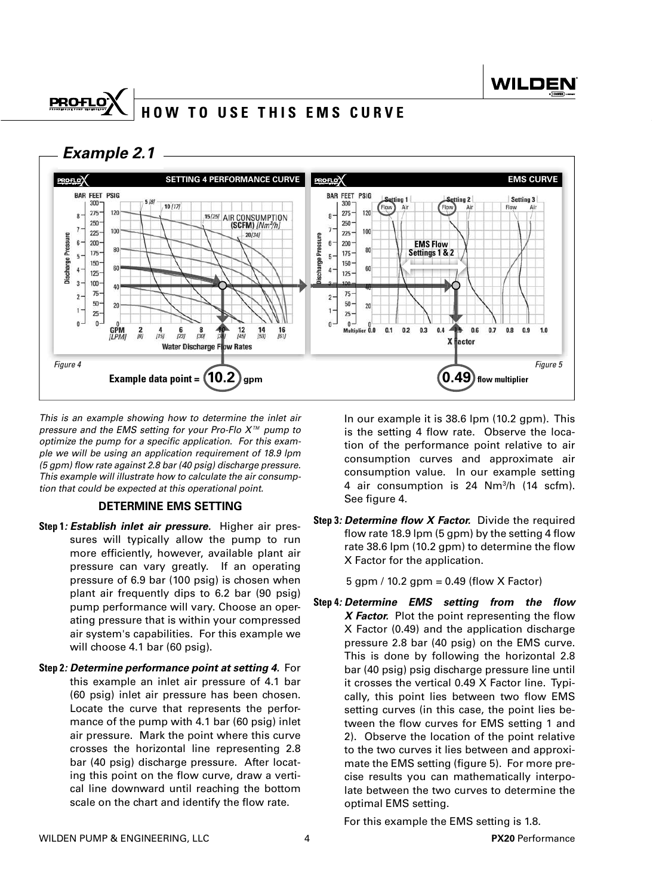## HOW TO USE THIS EMS CURVE

### *Example 2.1*

Figure 4

**Example data point = 10.2 gpm**

Figure 5

**0.49 flow multiplier**

*This is an example showing how to determine the inlet air pressure and the EMS setting for your Pro-Flo X™ pump to optimize the pump for a specific application. For this example we will be using an application requirement of 18.9 lpm (5 gpm) flow rate against 2.8 bar (40 psig) discharge pressure. This example will illustrate how to calculate the air consumption that could be expected at this operational point.*

#### DETERMINE EMS SETTING

**Step 1:** ***Establish inlet air pressure.*** Higher air pressures will typically allow the pump to run more efficiently, however, available plant air pressure can vary greatly. If an operating pressure of 6.9 bar (100 psig) is chosen when plant air frequently dips to 6.2 bar (90 psig) pump performance will vary. Choose an operating pressure that is within your compressed air system's capabilities. For this example we will choose 4.1 bar (60 psig).

**Step 2:** ***Determine performance point at setting 4.*** For this example an inlet air pressure of 4.1 bar (60 psig) inlet air pressure has been chosen. Locate the curve that represents the performance of the pump with 4.1 bar (60 psig) inlet air pressure. Mark the point where this curve crosses the horizontal line representing 2.8 bar (40 psig) discharge pressure. After locating this point on the flow curve, draw a vertical line downward until reaching the bottom scale on the chart and identify the flow rate.

In our example it is 38.6 lpm (10.2 gpm). This is the setting 4 flow rate. Observe the location of the performance point relative to air consumption curves and approximate air consumption value. In our example setting 4 air consumption is 24 $Nm^3/h$ (14 scfm). See figure 4.

**Step 3:** ***Determine flow X Factor.*** Divide the required flow rate 18.9 lpm (5 gpm) by the setting 4 flow rate 38.6 lpm (10.2 gpm) to determine the flow X Factor for the application.

5 gpm / 10.2 gpm = 0.49 (flow X Factor)

**Step 4:** ***Determine EMS setting from the flow X Factor.*** Plot the point representing the flow X Factor (0.49) and the application discharge pressure 2.8 bar (40 psig) on the EMS curve. This is done by following the horizontal 2.8 bar (40 psig) psig discharge pressure line until it crosses the vertical 0.49 X Factor line. Typically, this point lies between two flow EMS setting curves (in this case, the point lies between the flow curves for EMS setting 1 and 2). Observe the location of the point relative to the two curves it lies between and approximate the EMS setting (figure 5). For more precise results you can mathematically interpolate between the two curves to determine the optimal EMS setting.

For this example the EMS setting is 1.8.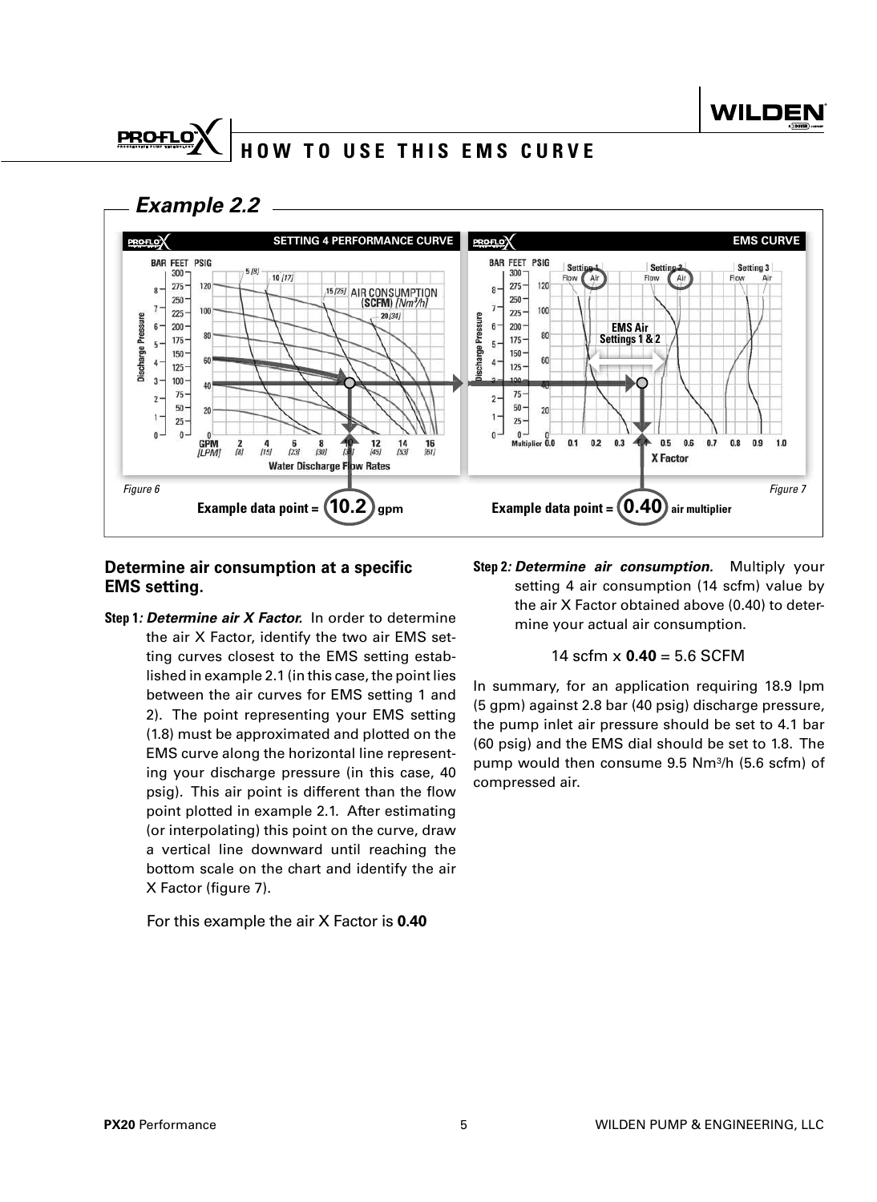# HOW TO USE THIS EMS CURVE

## Example 2.2

Figure 6

Example data point = **10.2** gpm

Figure 7

Example data point = **0.40** air multiplier

### Determine air consumption at a specific EMS setting.

**Step 1*: Determine air X Factor.*** In order to determine the air X Factor, identify the two air EMS setting curves closest to the EMS setting established in example 2.1 (in this case, the point lies between the air curves for EMS setting 1 and 2). The point representing your EMS setting (1.8) must be approximated and plotted on the EMS curve along the horizontal line representing your discharge pressure (in this case, 40 psig). This air point is different than the flow point plotted in example 2.1. After estimating (or interpolating) this point on the curve, draw a vertical line downward until reaching the bottom scale on the chart and identify the air X Factor (figure 7).

For this example the air X Factor is **0.40**

**Step 2*: Determine air consumption.*** Multiply your setting 4 air consumption (14 scfm) value by the air X Factor obtained above (0.40) to determine your actual air consumption.

14 scfm x **0.40** = 5.6 SCFM

In summary, for an application requiring 18.9 lpm (5 gpm) against 2.8 bar (40 psig) discharge pressure, the pump inlet air pressure should be set to 4.1 bar (60 psig) and the EMS dial should be set to 1.8. The pump would then consume 9.5 $Nm^3/h$ (5.6 scfm) of compressed air.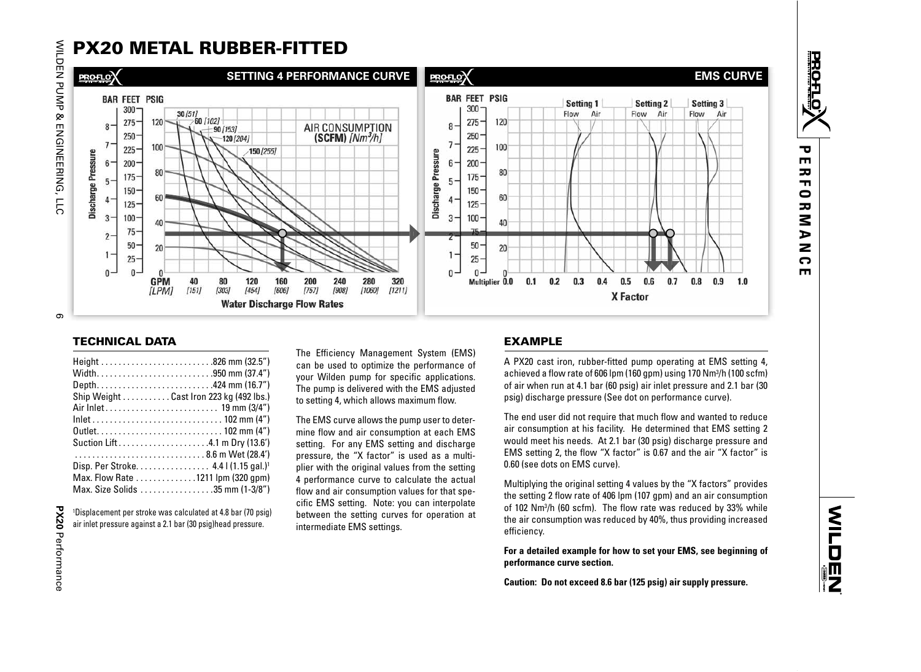# PX20 METAL RUBBER-FITTED

## SETTING 4 PERFORMANCE CURVE

## EMS CURVE

### TECHNICAL DATA

| | |
|---|---|
| Height | 826 mm (32.5") |
| Width | 950 mm (37.4") |
| Depth | 424 mm (16.7") |
| Ship Weight | Cast Iron 223 kg (492 lbs.) |
| Air Inlet | 19 mm (3/4") |
| Inlet | 102 mm (4") |
| Outlet | 102 mm (4") |
| Suction Lift | 4.1 m Dry (13.6') |
| | 8.6 m Wet (28.4') |
| Disp. Per Stroke | 4.4 l (1.15 gal.)[1] |
| Max. Flow Rate | 1211 lpm (320 gpm) |
| Max. Size Solids | 35 mm (1-3/8") |

[1]Displacement per stroke was calculated at 4.8 bar (70 psig) air inlet pressure against a 2.1 bar (30 psig)head pressure.

The Efficiency Management System (EMS) can be used to optimize the performance of your Wilden pump for specific applications. The pump is delivered with the EMS adjusted to setting 4, which allows maximum flow.

The EMS curve allows the pump user to determine flow and air consumption at each EMS setting. For any EMS setting and discharge pressure, the "X factor" is used as a multiplier with the original values from the setting 4 performance curve to calculate the actual flow and air consumption values for that specific EMS setting. Note: you can interpolate between the setting curves for operation at intermediate EMS settings.

### EXAMPLE

A PX20 cast iron, rubber-fitted pump operating at EMS setting 4, achieved a flow rate of 606 lpm (160 gpm) using 170 Nm$^3$/h (100 scfm) of air when run at 4.1 bar (60 psig) air inlet pressure and 2.1 bar (30 psig) discharge pressure (See dot on performance curve).

The end user did not require that much flow and wanted to reduce air consumption at his facility. He determined that EMS setting 2 would meet his needs. At 2.1 bar (30 psig) discharge pressure and EMS setting 2, the flow "X factor" is 0.67 and the air "X factor" is 0.60 (see dots on EMS curve).

Multiplying the original setting 4 values by the "X factors" provides the setting 2 flow rate of 406 lpm (107 gpm) and an air consumption of 102 Nm$^3$/h (60 scfm). The flow rate was reduced by 33% while the air consumption was reduced by 40%, thus providing increased efficiency.

**For a detailed example for how to set your EMS, see beginning of performance curve section.**

**Caution: Do not exceed 8.6 bar (125 psig) air supply pressure.**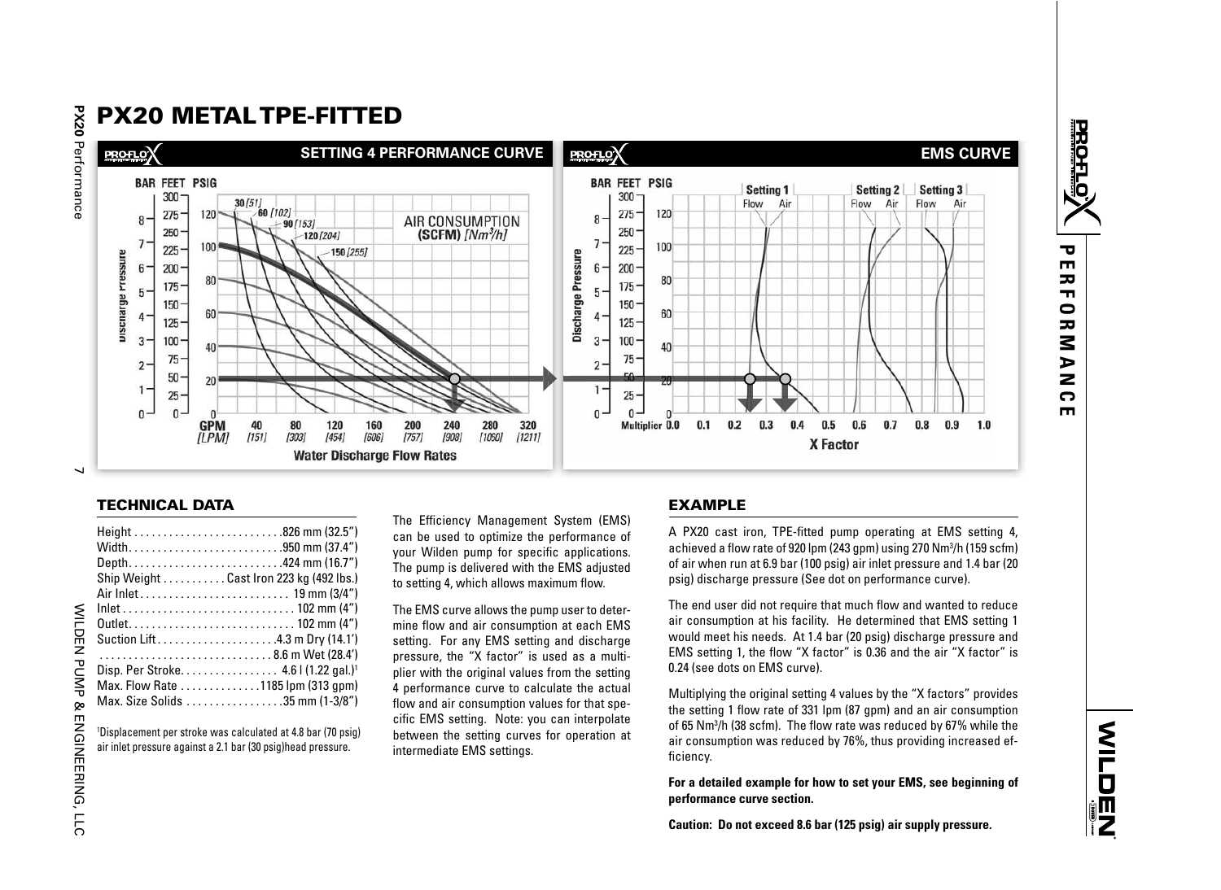# PX20 METAL TPE-FITTED

## TECHNICAL DATA

Height . . . . . . . . . . . . . . . . . . . . . . . . . .826 mm (32.5")
Width. . . . . . . . . . . . . . . . . . . . . . . . . . .950 mm (37.4")
Depth. . . . . . . . . . . . . . . . . . . . . . . . . . .424 mm (16.7")
Ship Weight . . . . . . . . . . . Cast Iron 223 kg (492 lbs.)
Air Inlet . . . . . . . . . . . . . . . . . . . . . . . . . 19 mm (3/4")
Inlet . . . . . . . . . . . . . . . . . . . . . . . . . . . . . 102 mm (4")
Outlet. . . . . . . . . . . . . . . . . . . . . . . . . . . . 102 mm (4")
Suction Lift . . . . . . . . . . . . . . . . . . . . .4.3 m Dry (14.1')
. . . . . . . . . . . . . . . . . . . . . . . . . . . . . . 8.6 m Wet (28.4')
Disp. Per Stroke. . . . . . . . . . . . . . . . . 4.6 l (1.22 gal.)[1]
Max. Flow Rate . . . . . . . . . . . . . .1185 lpm (313 gpm)
Max. Size Solids . . . . . . . . . . . . . . . . .35 mm (1-3/8")

[1]Displacement per stroke was calculated at 4.8 bar (70 psig) air inlet pressure against a 2.1 bar (30 psig)head pressure.

The Efficiency Management System (EMS) can be used to optimize the performance of your Wilden pump for specific applications. The pump is delivered with the EMS adjusted to setting 4, which allows maximum flow.

The EMS curve allows the pump user to determine flow and air consumption at each EMS setting. For any EMS setting and discharge pressure, the "X factor" is used as a multiplier with the original values from the setting 4 performance curve to calculate the actual flow and air consumption values for that specific EMS setting. Note: you can interpolate between the setting curves for operation at intermediate EMS settings.

## EXAMPLE

A PX20 cast iron, TPE-fitted pump operating at EMS setting 4, achieved a flow rate of 920 lpm (243 gpm) using 270 Nm³/h (159 scfm) of air when run at 6.9 bar (100 psig) air inlet pressure and 1.4 bar (20 psig) discharge pressure (See dot on performance curve).

The end user did not require that much flow and wanted to reduce air consumption at his facility. He determined that EMS setting 1 would meet his needs. At 1.4 bar (20 psig) discharge pressure and EMS setting 1, the flow "X factor" is 0.36 and the air "X factor" is 0.24 (see dots on EMS curve).

Multiplying the original setting 4 values by the "X factors" provides the setting 1 flow rate of 331 lpm (87 gpm) and an air consumption of 65 Nm³/h (38 scfm). The flow rate was reduced by 67% while the air consumption was reduced by 76%, thus providing increased efficiency.

**For a detailed example for how to set your EMS, see beginning of performance curve section.**

**Caution: Do not exceed 8.6 bar (125 psig) air supply pressure.**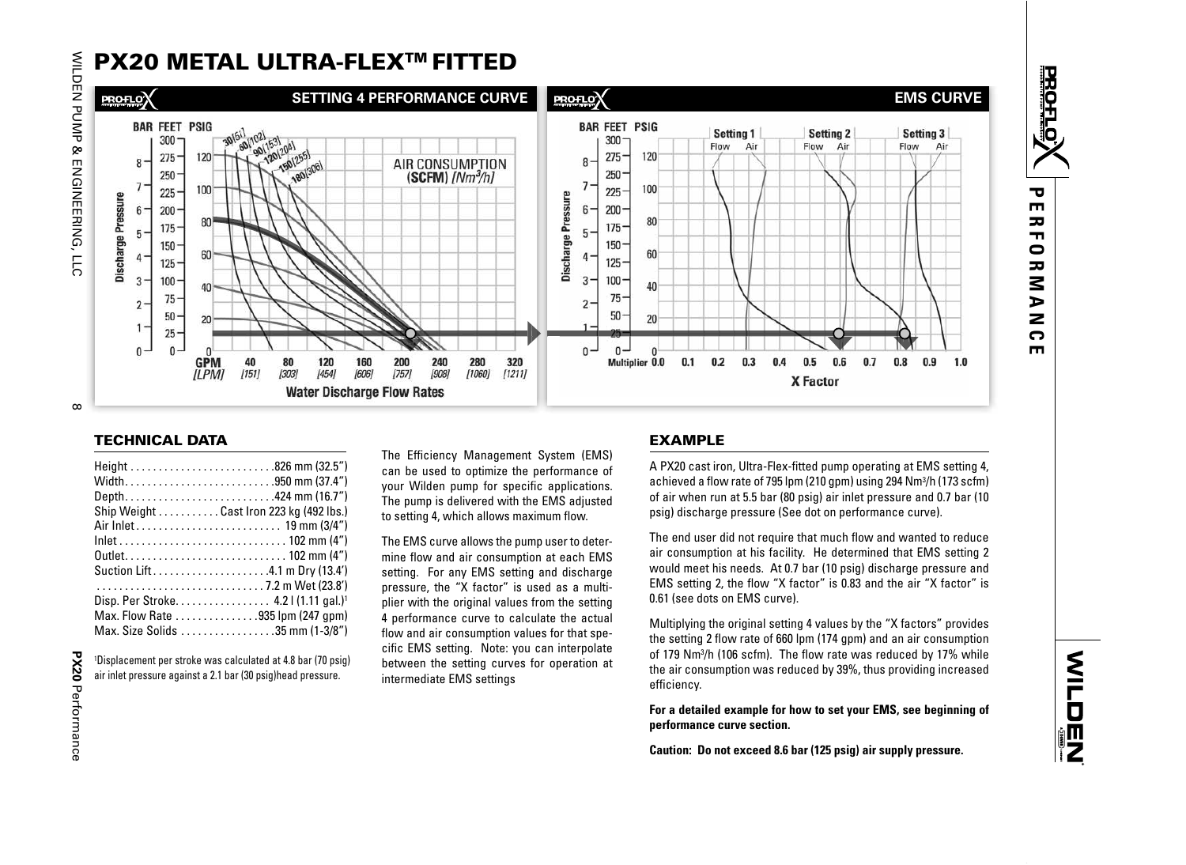# PX20 METAL ULTRA-FLEX™ FITTED

**SETTING 4 PERFORMANCE CURVE**

**EMS CURVE**

## TECHNICAL DATA

Height . . . . . . . . . . . . . . . . . . . . . . . . . .826 mm (32.5")
Width. . . . . . . . . . . . . . . . . . . . . . . . . . .950 mm (37.4")
Depth. . . . . . . . . . . . . . . . . . . . . . . . . . .424 mm (16.7")
Ship Weight . . . . . . . . . . . Cast Iron 223 kg (492 lbs.)
Air Inlet . . . . . . . . . . . . . . . . . . . . . . . . . 19 mm (3/4")
Inlet . . . . . . . . . . . . . . . . . . . . . . . . . . . . . 102 mm (4")
Outlet. . . . . . . . . . . . . . . . . . . . . . . . . . . . 102 mm (4")
Suction Lift . . . . . . . . . . . . . . . . . . . . .4.1 m Dry (13.4')
. . . . . . . . . . . . . . . . . . . . . . . . . . . . . .7.2 m Wet (23.8')
Disp. Per Stroke. . . . . . . . . . . . . . . . . 4.2 l (1.11 gal.)[1]
Max. Flow Rate . . . . . . . . . . . . . . .935 lpm (247 gpm)
Max. Size Solids . . . . . . . . . . . . . . . . .35 mm (1-3/8")

[1]Displacement per stroke was calculated at 4.8 bar (70 psig) air inlet pressure against a 2.1 bar (30 psig)head pressure.

The Efficiency Management System (EMS) can be used to optimize the performance of your Wilden pump for specific applications. The pump is delivered with the EMS adjusted to setting 4, which allows maximum flow.

The EMS curve allows the pump user to determine flow and air consumption at each EMS setting. For any EMS setting and discharge pressure, the "X factor" is used as a multiplier with the original values from the setting 4 performance curve to calculate the actual flow and air consumption values for that specific EMS setting. Note: you can interpolate between the setting curves for operation at intermediate EMS settings

## EXAMPLE

A PX20 cast iron, Ultra-Flex-fitted pump operating at EMS setting 4, achieved a flow rate of 795 lpm (210 gpm) using 294 Nm³/h (173 scfm) of air when run at 5.5 bar (80 psig) air inlet pressure and 0.7 bar (10 psig) discharge pressure (See dot on performance curve).

The end user did not require that much flow and wanted to reduce air consumption at his facility. He determined that EMS setting 2 would meet his needs. At 0.7 bar (10 psig) discharge pressure and EMS setting 2, the flow "X factor" is 0.83 and the air "X factor" is 0.61 (see dots on EMS curve).

Multiplying the original setting 4 values by the "X factors" provides the setting 2 flow rate of 660 lpm (174 gpm) and an air consumption of 179 Nm³/h (106 scfm). The flow rate was reduced by 17% while the air consumption was reduced by 39%, thus providing increased efficiency.

**For a detailed example for how to set your EMS, see beginning of performance curve section.**

**Caution: Do not exceed 8.6 bar (125 psig) air supply pressure.**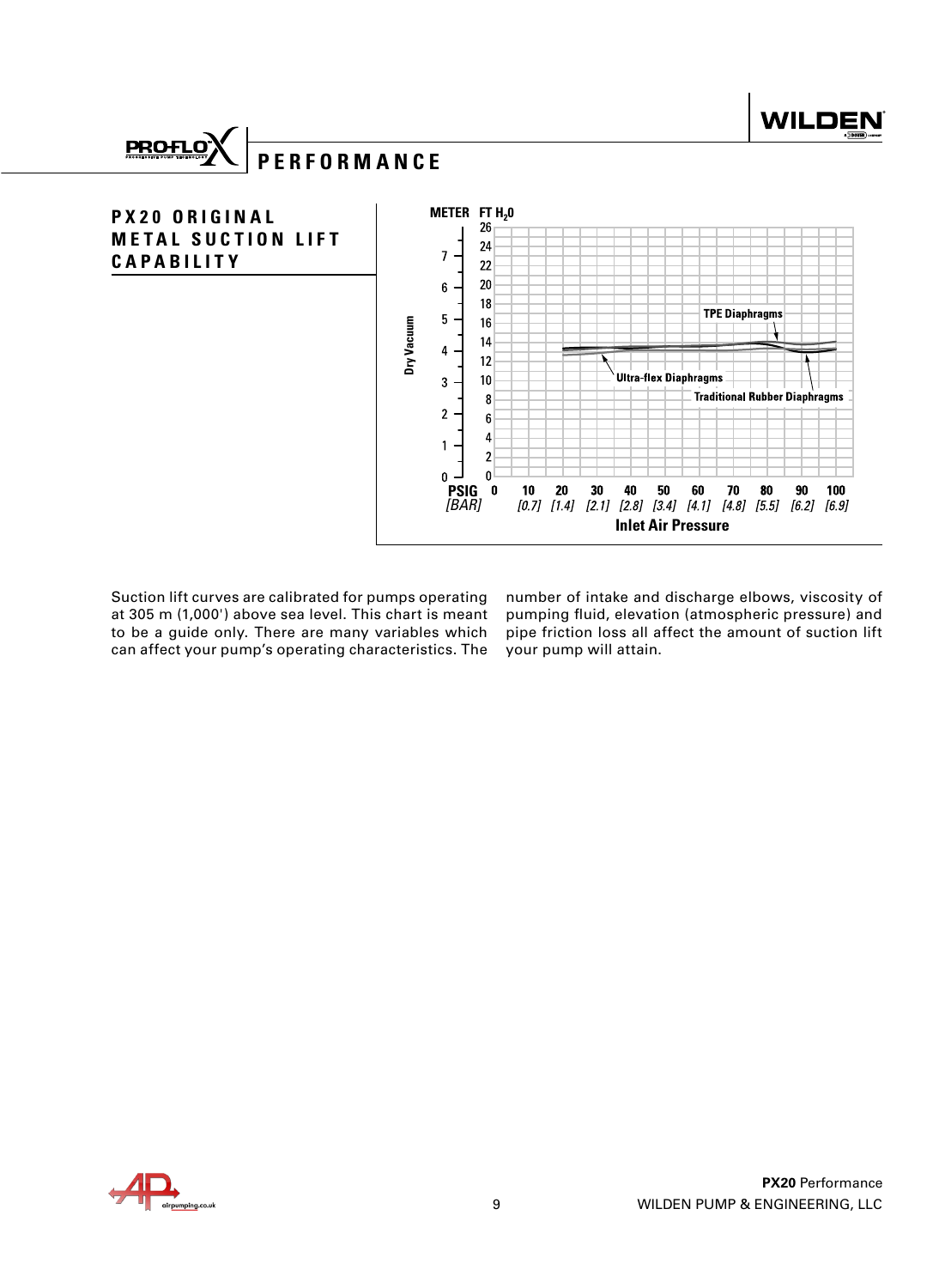# PERFORMANCE

## PX20 ORIGINAL METAL SUCTION LIFT CAPABILITY

METER FT $H_2O$

Dry Vacuum

TPE Diaphragms

Ultra-flex Diaphragms

Traditional Rubber Diaphragms

PSIG 0 10 20 30 40 50 60 70 80 90 100

[BAR] [0.7] [1.4] [2.1] [2.8] [3.4] [4.1] [4.8] [5.5] [6.2] [6.9]

Inlet Air Pressure

Suction lift curves are calibrated for pumps operating at 305 m (1,000') above sea level. This chart is meant to be a guide only. There are many variables which can affect your pump's operating characteristics. The number of intake and discharge elbows, viscosity of pumping fluid, elevation (atmospheric pressure) and pipe friction loss all affect the amount of suction lift your pump will attain.